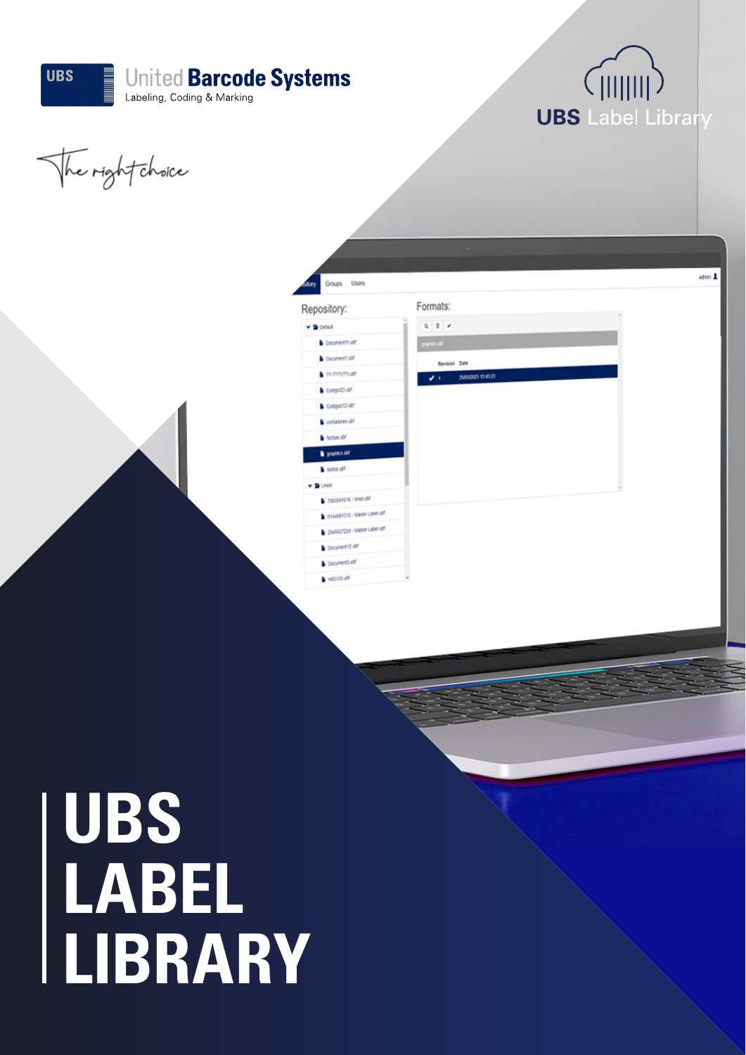United Barcode Systems

Labeling, Coding & Marking

The right choice

UBS Label Library

# UBS LABEL LIBRARY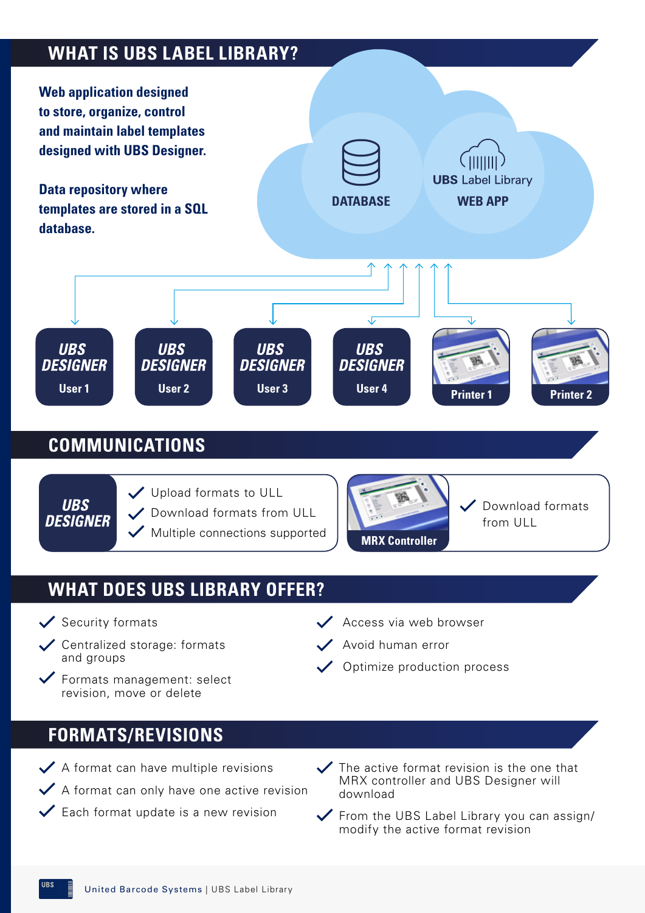## WHAT IS UBS LABEL LIBRARY?

**Web application designed to store, organize, control and maintain label templates designed with UBS Designer.**

**Data repository where templates are stored in a SQL database.**

DATABASE

UBS Label Library

WEB APP

UBS DESIGNER User 1

UBS DESIGNER User 2

UBS DESIGNER User 3

UBS DESIGNER User 4

Printer 1

Printer 2

## COMMUNICATIONS

**UBS DESIGNER**

- Upload formats to ULL
- Download formats from ULL
- Multiple connections supported

**MRX Controller**

- Download formats from ULL

## WHAT DOES UBS LIBRARY OFFER?

- Security formats
- Centralized storage: formats and groups
- Formats management: select revision, move or delete
- Access via web browser
- Avoid human error
- Optimize production process

## FORMATS/REVISIONS

- A format can have multiple revisions
- A format can only have one active revision
- Each format update is a new revision
- The active format revision is the one that MRX controller and UBS Designer will download
- From the UBS Label Library you can assign/modify the active format revision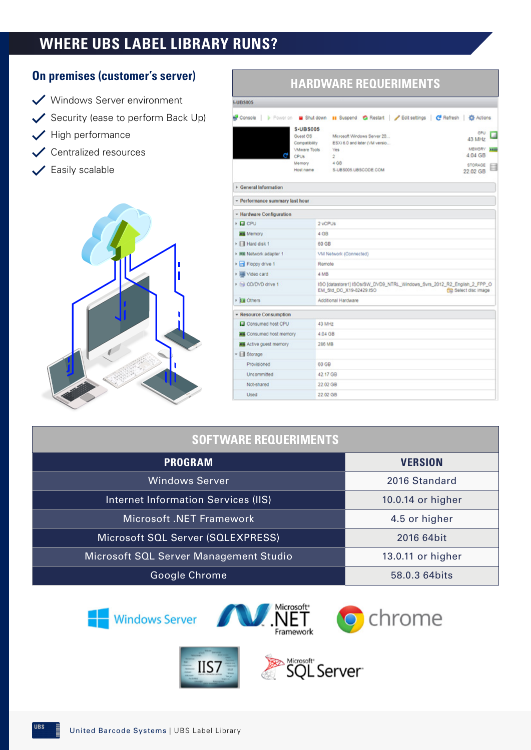# WHERE UBS LABEL LIBRARY RUNS?

## On premises (customer's server)

- Windows Server environment
- Security (ease to perform Back Up)
- High performance
- Centralized resources
- Easily scalable

## HARDWARE REQUERIMENTS

S-UBS005

Console | Power on | Shut down | Suspend | Restart | Edit settings | Refresh | Actions

**S-UBS005**

| | |
|---|---|
| Guest OS | Microsoft Windows Server 20... |
| Compatibility | ESXi 6.0 and later (VM versio... |
| VMware Tools | Yes |
| CPUs | 2 |
| Memory | 4 GB |
| Host name | S-UBS005.UBSCODE.COM |

CPU 43 MHz
MEMORY 4.04 GB
STORAGE 22.02 GB

- General Information
- Performance summary last hour
- Hardware Configuration

| | |
|---|---|
| CPU | 2 vCPUs |
| Memory | 4 GB |
| Hard disk 1 | 60 GB |
| Network adapter 1 | VM Network (Connected) |
| Floppy drive 1 | Remote |
| Video card | 4 MB |
| CD/DVD drive 1 | ISO [datastore1] ISOs/SW_DVD9_NTRL_Windows_Svrs_2012_R2_English_2_FPP_OEM_Std_DC_X19-82429.ISO — Select disc image |
| Others | Additional Hardware |

- Resource Consumption

| | |
|---|---|
| Consumed host CPU | 43 MHz |
| Consumed host memory | 4.04 GB |
| Active guest memory | 286 MB |
| Storage | |
| Provisioned | 60 GB |
| Uncommitted | 42.17 GB |
| Not-shared | 22.02 GB |
| Used | 22.02 GB |

## SOFTWARE REQUERIMENTS

| PROGRAM | VERSION |
|---|---|
| Windows Server | 2016 Standard |
| Internet Information Services (IIS) | 10.0.14 or higher |
| Microsoft .NET Framework | 4.5 or higher |
| Microsoft SQL Server (SQLEXPRESS) | 2016 64bit |
| Microsoft SQL Server Management Studio | 13.0.11 or higher |
| Google Chrome | 58.0.3 64bits |

Windows Server | Microsoft .NET Framework | chrome | IIS7 | Microsoft SQL Server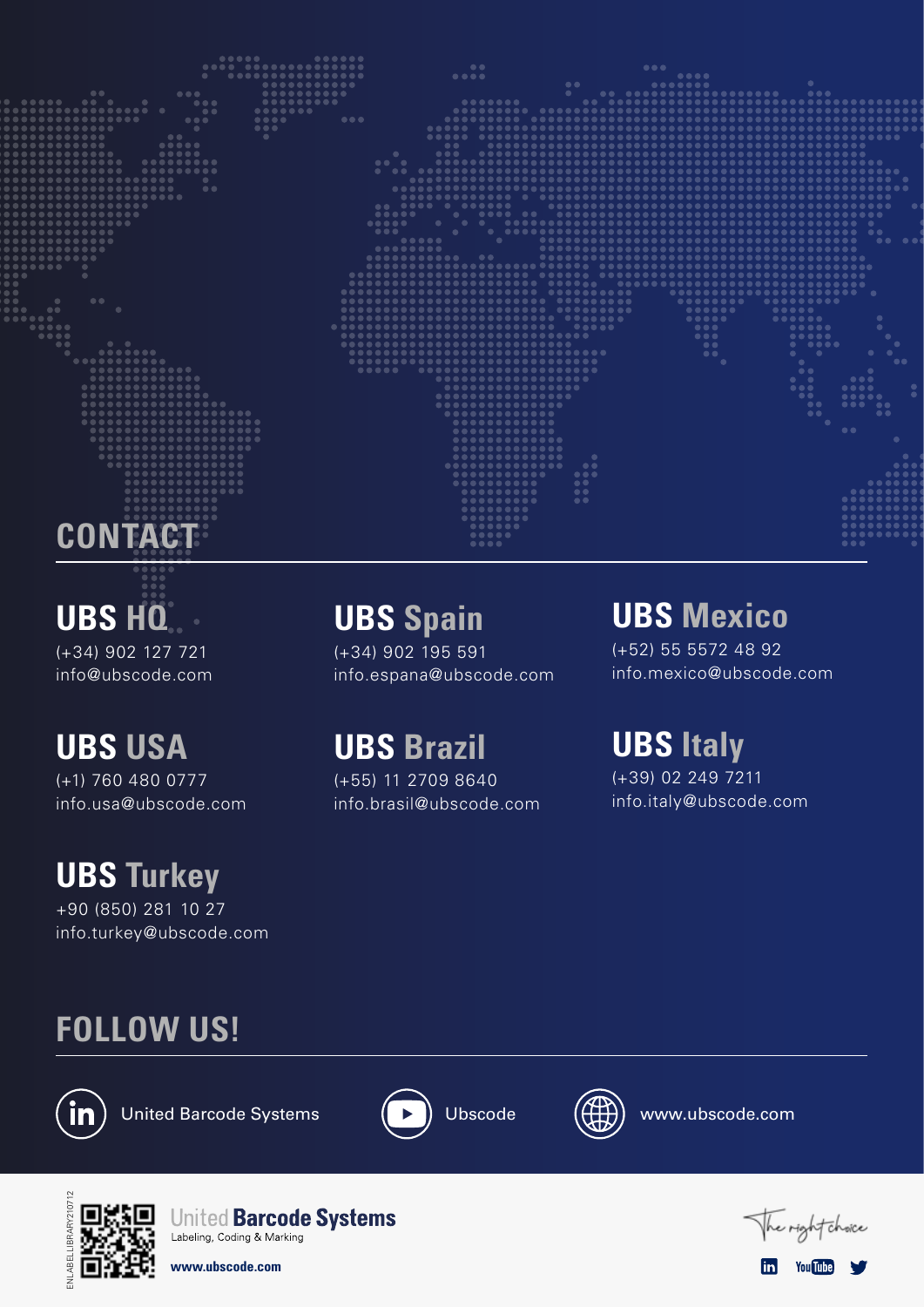## CONTACT

### UBS HQ
(+34) 902 127 721
info@ubscode.com

### UBS Spain
(+34) 902 195 591
info.espana@ubscode.com

### UBS Mexico
(+52) 55 5572 48 92
info.mexico@ubscode.com

### UBS USA
(+1) 760 480 0777
info.usa@ubscode.com

### UBS Brazil
(+55) 11 2709 8640
info.brasil@ubscode.com

### UBS Italy
(+39) 02 249 7211
info.italy@ubscode.com

### UBS Turkey
+90 (850) 281 10 27
info.turkey@ubscode.com

## FOLLOW US!

United Barcode Systems

Ubscode

www.ubscode.com

ENLABELLIBRARY210712

United **Barcode Systems**
Labeling, Coding & Marking

**www.ubscode.com**

The right choice